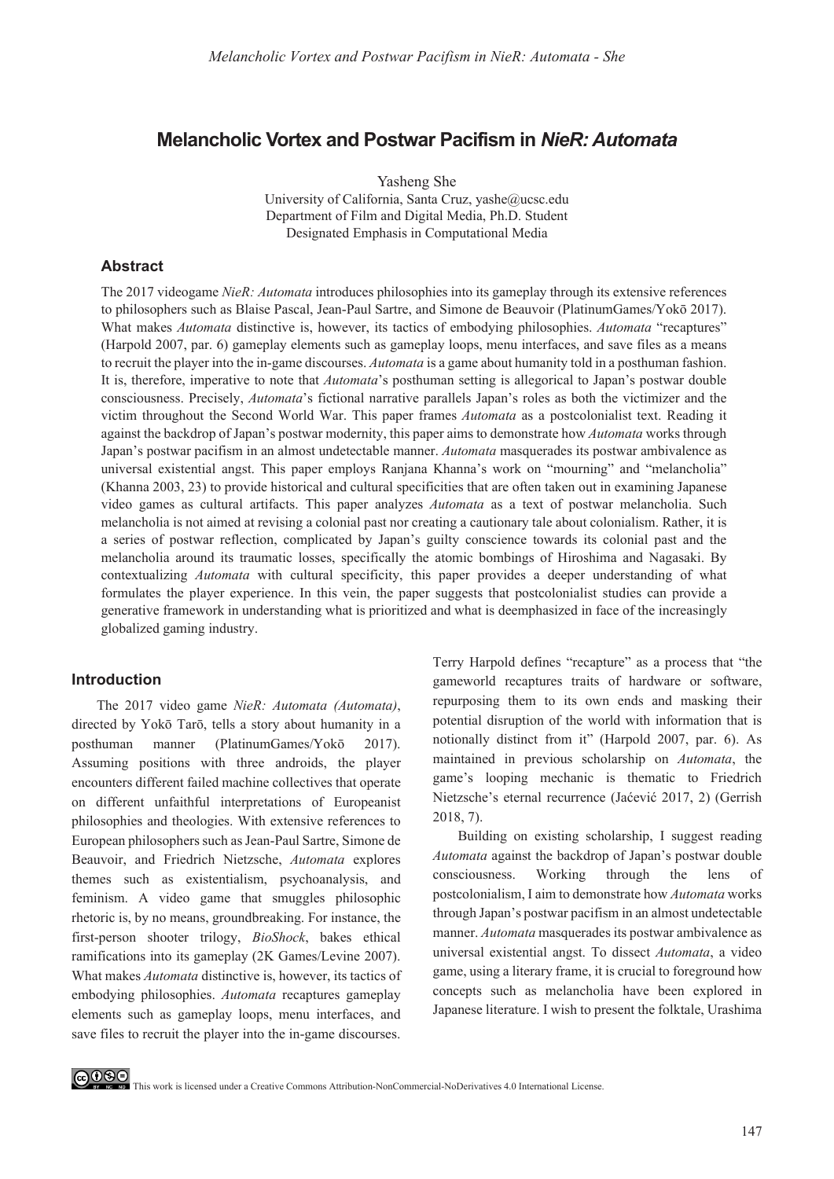# Melancholic Vortex and Postwar Pacifism in *NieR: Automata*

Yasheng She
University of California, Santa Cruz, yashe@ucsc.edu
Department of Film and Digital Media, Ph.D. Student
Designated Emphasis in Computational Media

## Abstract

The 2017 videogame *NieR: Automata* introduces philosophies into its gameplay through its extensive references to philosophers such as Blaise Pascal, Jean-Paul Sartre, and Simone de Beauvoir (PlatinumGames/Yokō 2017). What makes *Automata* distinctive is, however, its tactics of embodying philosophies. *Automata* "recaptures" (Harpold 2007, par. 6) gameplay elements such as gameplay loops, menu interfaces, and save files as a means to recruit the player into the in-game discourses. *Automata* is a game about humanity told in a posthuman fashion. It is, therefore, imperative to note that *Automata*'s posthuman setting is allegorical to Japan's postwar double consciousness. Precisely, *Automata*'s fictional narrative parallels Japan's roles as both the victimizer and the victim throughout the Second World War. This paper frames *Automata* as a postcolonialist text. Reading it against the backdrop of Japan's postwar modernity, this paper aims to demonstrate how *Automata* works through Japan's postwar pacifism in an almost undetectable manner. *Automata* masquerades its postwar ambivalence as universal existential angst. This paper employs Ranjana Khanna's work on "mourning" and "melancholia" (Khanna 2003, 23) to provide historical and cultural specificities that are often taken out in examining Japanese video games as cultural artifacts. This paper analyzes *Automata* as a text of postwar melancholia. Such melancholia is not aimed at revising a colonial past nor creating a cautionary tale about colonialism. Rather, it is a series of postwar reflection, complicated by Japan's guilty conscience towards its colonial past and the melancholia around its traumatic losses, specifically the atomic bombings of Hiroshima and Nagasaki. By contextualizing *Automata* with cultural specificity, this paper provides a deeper understanding of what formulates the player experience. In this vein, the paper suggests that postcolonialist studies can provide a generative framework in understanding what is prioritized and what is deemphasized in face of the increasingly globalized gaming industry.

## Introduction

The 2017 video game *NieR: Automata (Automata)*, directed by Yokō Tarō, tells a story about humanity in a posthuman manner (PlatinumGames/Yokō 2017). Assuming positions with three androids, the player encounters different failed machine collectives that operate on different unfaithful interpretations of Europeanist philosophies and theologies. With extensive references to European philosophers such as Jean-Paul Sartre, Simone de Beauvoir, and Friedrich Nietzsche, *Automata* explores themes such as existentialism, psychoanalysis, and feminism. A video game that smuggles philosophic rhetoric is, by no means, groundbreaking. For instance, the first-person shooter trilogy, *BioShock*, bakes ethical ramifications into its gameplay (2K Games/Levine 2007). What makes *Automata* distinctive is, however, its tactics of embodying philosophies. *Automata* recaptures gameplay elements such as gameplay loops, menu interfaces, and save files to recruit the player into the in-game discourses. Terry Harpold defines "recapture" as a process that "the gameworld recaptures traits of hardware or software, repurposing them to its own ends and masking their potential disruption of the world with information that is notionally distinct from it" (Harpold 2007, par. 6). As maintained in previous scholarship on *Automata*, the game's looping mechanic is thematic to Friedrich Nietzsche's eternal recurrence (Jaćević 2017, 2) (Gerrish 2018, 7).

Building on existing scholarship, I suggest reading *Automata* against the backdrop of Japan's postwar double consciousness. Working through the lens of postcolonialism, I aim to demonstrate how *Automata* works through Japan's postwar pacifism in an almost undetectable manner. *Automata* masquerades its postwar ambivalence as universal existential angst. To dissect *Automata*, a video game, using a literary frame, it is crucial to foreground how concepts such as melancholia have been explored in Japanese literature. I wish to present the folktale, Urashima

This work is licensed under a Creative Commons Attribution-NonCommercial-NoDerivatives 4.0 International License.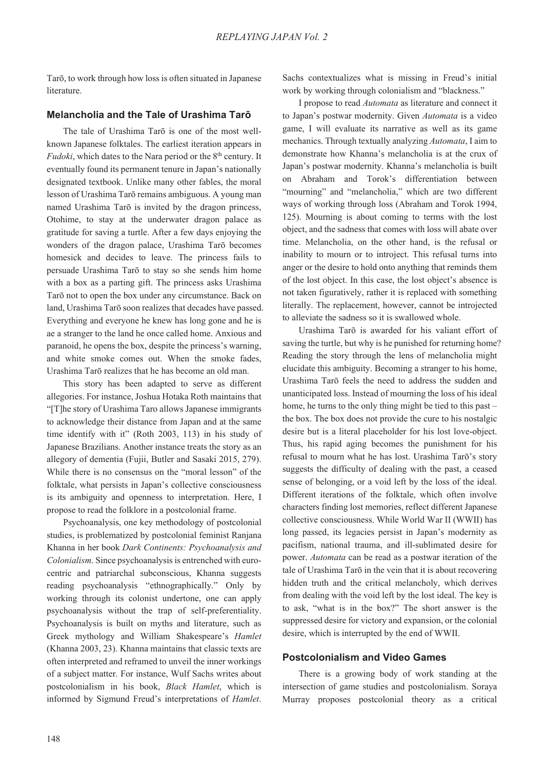Tarō, to work through how loss is often situated in Japanese literature.

## Melancholia and the Tale of Urashima Tarō

The tale of Urashima Tarō is one of the most well-known Japanese folktales. The earliest iteration appears in *Fudoki*, which dates to the Nara period or the 8th century. It eventually found its permanent tenure in Japan's nationally designated textbook. Unlike many other fables, the moral lesson of Urashima Tarō remains ambiguous. A young man named Urashima Tarō is invited by the dragon princess, Otohime, to stay at the underwater dragon palace as gratitude for saving a turtle. After a few days enjoying the wonders of the dragon palace, Urashima Tarō becomes homesick and decides to leave. The princess fails to persuade Urashima Tarō to stay so she sends him home with a box as a parting gift. The princess asks Urashima Tarō not to open the box under any circumstance. Back on land, Urashima Tarō soon realizes that decades have passed. Everything and everyone he knew has long gone and he is ae a stranger to the land he once called home. Anxious and paranoid, he opens the box, despite the princess's warning, and white smoke comes out. When the smoke fades, Urashima Tarō realizes that he has become an old man.

This story has been adapted to serve as different allegories. For instance, Joshua Hotaka Roth maintains that "[T]he story of Urashima Taro allows Japanese immigrants to acknowledge their distance from Japan and at the same time identify with it" (Roth 2003, 113) in his study of Japanese Brazilians. Another instance treats the story as an allegory of dementia (Fujii, Butler and Sasaki 2015, 279). While there is no consensus on the "moral lesson" of the folktale, what persists in Japan's collective consciousness is its ambiguity and openness to interpretation. Here, I propose to read the folklore in a postcolonial frame.

Psychoanalysis, one key methodology of postcolonial studies, is problematized by postcolonial feminist Ranjana Khanna in her book *Dark Continents: Psychoanalysis and Colonialism*. Since psychoanalysis is entrenched with euro-centric and patriarchal subconscious, Khanna suggests reading psychoanalysis "ethnographically." Only by working through its colonist undertone, one can apply psychoanalysis without the trap of self-preferentiality. Psychoanalysis is built on myths and literature, such as Greek mythology and William Shakespeare's *Hamlet* (Khanna 2003, 23). Khanna maintains that classic texts are often interpreted and reframed to unveil the inner workings of a subject matter. For instance, Wulf Sachs writes about postcolonialism in his book, *Black Hamlet*, which is informed by Sigmund Freud's interpretations of *Hamlet*. Sachs contextualizes what is missing in Freud's initial work by working through colonialism and "blackness."

I propose to read *Automata* as literature and connect it to Japan's postwar modernity. Given *Automata* is a video game, I will evaluate its narrative as well as its game mechanics. Through textually analyzing *Automata*, I aim to demonstrate how Khanna's melancholia is at the crux of Japan's postwar modernity. Khanna's melancholia is built on Abraham and Torok's differentiation between "mourning" and "melancholia," which are two different ways of working through loss (Abraham and Torok 1994, 125). Mourning is about coming to terms with the lost object, and the sadness that comes with loss will abate over time. Melancholia, on the other hand, is the refusal or inability to mourn or to introject. This refusal turns into anger or the desire to hold onto anything that reminds them of the lost object. In this case, the lost object's absence is not taken figuratively, rather it is replaced with something literally. The replacement, however, cannot be introjected to alleviate the sadness so it is swallowed whole.

Urashima Tarō is awarded for his valiant effort of saving the turtle, but why is he punished for returning home? Reading the story through the lens of melancholia might elucidate this ambiguity. Becoming a stranger to his home, Urashima Tarō feels the need to address the sudden and unanticipated loss. Instead of mourning the loss of his ideal home, he turns to the only thing might be tied to this past – the box. The box does not provide the cure to his nostalgic desire but is a literal placeholder for his lost love-object. Thus, his rapid aging becomes the punishment for his refusal to mourn what he has lost. Urashima Tarō's story suggests the difficulty of dealing with the past, a ceased sense of belonging, or a void left by the loss of the ideal. Different iterations of the folktale, which often involve characters finding lost memories, reflect different Japanese collective consciousness. While World War II (WWII) has long passed, its legacies persist in Japan's modernity as pacifism, national trauma, and ill-sublimated desire for power. *Automata* can be read as a postwar iteration of the tale of Urashima Tarō in the vein that it is about recovering hidden truth and the critical melancholy, which derives from dealing with the void left by the lost ideal. The key is to ask, "what is in the box?" The short answer is the suppressed desire for victory and expansion, or the colonial desire, which is interrupted by the end of WWII.

## Postcolonialism and Video Games

There is a growing body of work standing at the intersection of game studies and postcolonialism. Soraya Murray proposes postcolonial theory as a critical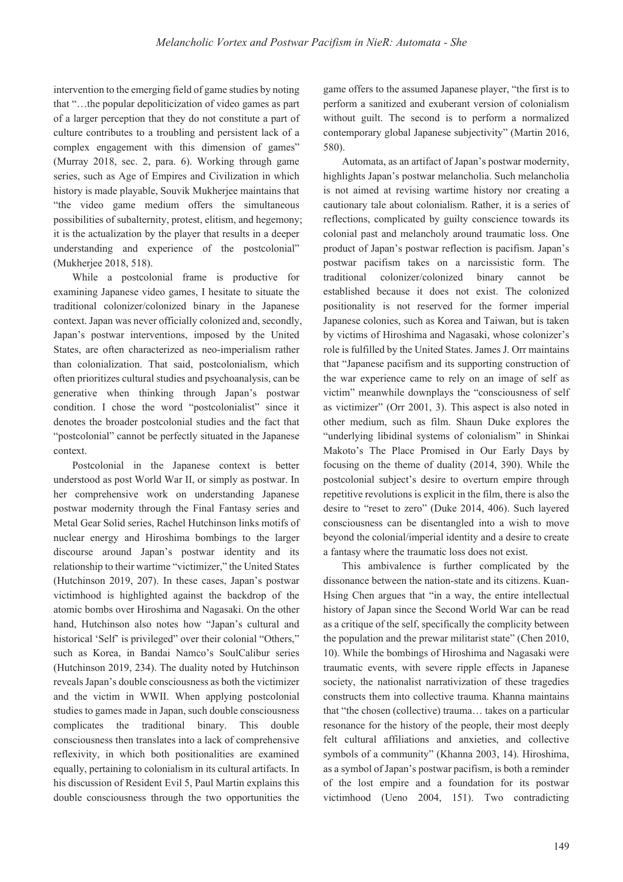intervention to the emerging field of game studies by noting that "…the popular depoliticization of video games as part of a larger perception that they do not constitute a part of culture contributes to a troubling and persistent lack of a complex engagement with this dimension of games" (Murray 2018, sec. 2, para. 6). Working through game series, such as Age of Empires and Civilization in which history is made playable, Souvik Mukherjee maintains that "the video game medium offers the simultaneous possibilities of subalternity, protest, elitism, and hegemony; it is the actualization by the player that results in a deeper understanding and experience of the postcolonial" (Mukherjee 2018, 518).

While a postcolonial frame is productive for examining Japanese video games, I hesitate to situate the traditional colonizer/colonized binary in the Japanese context. Japan was never officially colonized and, secondly, Japan's postwar interventions, imposed by the United States, are often characterized as neo-imperialism rather than colonialization. That said, postcolonialism, which often prioritizes cultural studies and psychoanalysis, can be generative when thinking through Japan's postwar condition. I chose the word "postcolonialist" since it denotes the broader postcolonial studies and the fact that "postcolonial" cannot be perfectly situated in the Japanese context.

Postcolonial in the Japanese context is better understood as post World War II, or simply as postwar. In her comprehensive work on understanding Japanese postwar modernity through the Final Fantasy series and Metal Gear Solid series, Rachel Hutchinson links motifs of nuclear energy and Hiroshima bombings to the larger discourse around Japan's postwar identity and its relationship to their wartime "victimizer," the United States (Hutchinson 2019, 207). In these cases, Japan's postwar victimhood is highlighted against the backdrop of the atomic bombs over Hiroshima and Nagasaki. On the other hand, Hutchinson also notes how "Japan's cultural and historical 'Self' is privileged" over their colonial "Others," such as Korea, in Bandai Namco's SoulCalibur series (Hutchinson 2019, 234). The duality noted by Hutchinson reveals Japan's double consciousness as both the victimizer and the victim in WWII. When applying postcolonial studies to games made in Japan, such double consciousness complicates the traditional binary. This double consciousness then translates into a lack of comprehensive reflexivity, in which both positionalities are examined equally, pertaining to colonialism in its cultural artifacts. In his discussion of Resident Evil 5, Paul Martin explains this double consciousness through the two opportunities the game offers to the assumed Japanese player, "the first is to perform a sanitized and exuberant version of colonialism without guilt. The second is to perform a normalized contemporary global Japanese subjectivity" (Martin 2016, 580).

Automata, as an artifact of Japan's postwar modernity, highlights Japan's postwar melancholia. Such melancholia is not aimed at revising wartime history nor creating a cautionary tale about colonialism. Rather, it is a series of reflections, complicated by guilty conscience towards its colonial past and melancholy around traumatic loss. One product of Japan's postwar reflection is pacifism. Japan's postwar pacifism takes on a narcissistic form. The traditional colonizer/colonized binary cannot be established because it does not exist. The colonized positionality is not reserved for the former imperial Japanese colonies, such as Korea and Taiwan, but is taken by victims of Hiroshima and Nagasaki, whose colonizer's role is fulfilled by the United States. James J. Orr maintains that "Japanese pacifism and its supporting construction of the war experience came to rely on an image of self as victim" meanwhile downplays the "consciousness of self as victimizer" (Orr 2001, 3). This aspect is also noted in other medium, such as film. Shaun Duke explores the "underlying libidinal systems of colonialism" in Shinkai Makoto's The Place Promised in Our Early Days by focusing on the theme of duality (2014, 390). While the postcolonial subject's desire to overturn empire through repetitive revolutions is explicit in the film, there is also the desire to "reset to zero" (Duke 2014, 406). Such layered consciousness can be disentangled into a wish to move beyond the colonial/imperial identity and a desire to create a fantasy where the traumatic loss does not exist.

This ambivalence is further complicated by the dissonance between the nation-state and its citizens. Kuan-Hsing Chen argues that "in a way, the entire intellectual history of Japan since the Second World War can be read as a critique of the self, specifically the complicity between the population and the prewar militarist state" (Chen 2010, 10). While the bombings of Hiroshima and Nagasaki were traumatic events, with severe ripple effects in Japanese society, the nationalist narrativization of these tragedies constructs them into collective trauma. Khanna maintains that "the chosen (collective) trauma… takes on a particular resonance for the history of the people, their most deeply felt cultural affiliations and anxieties, and collective symbols of a community" (Khanna 2003, 14). Hiroshima, as a symbol of Japan's postwar pacifism, is both a reminder of the lost empire and a foundation for its postwar victimhood (Ueno 2004, 151). Two contradicting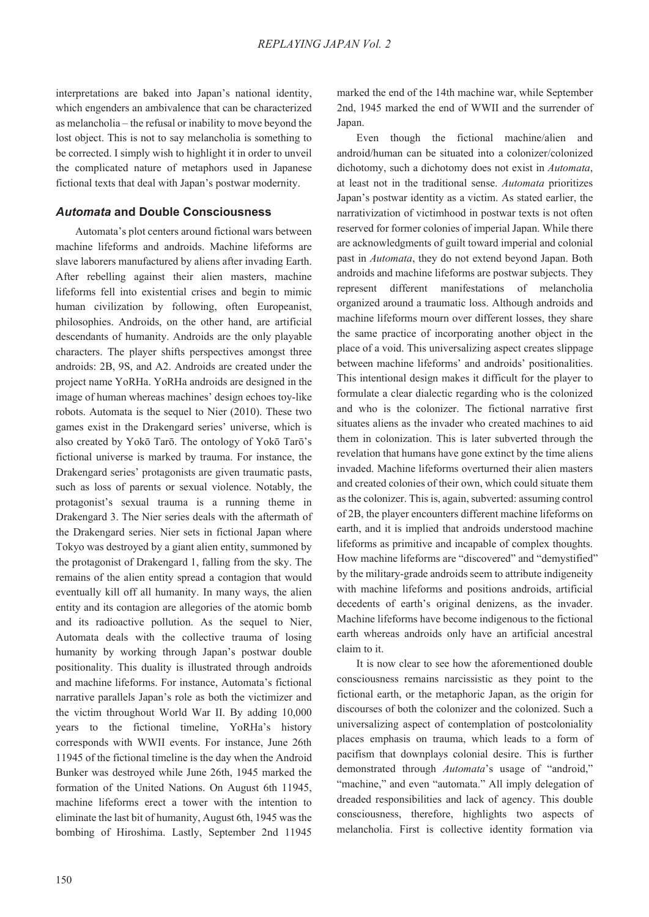interpretations are baked into Japan's national identity, which engenders an ambivalence that can be characterized as melancholia – the refusal or inability to move beyond the lost object. This is not to say melancholia is something to be corrected. I simply wish to highlight it in order to unveil the complicated nature of metaphors used in Japanese fictional texts that deal with Japan's postwar modernity.

## *Automata* and Double Consciousness

Automata's plot centers around fictional wars between machine lifeforms and androids. Machine lifeforms are slave laborers manufactured by aliens after invading Earth. After rebelling against their alien masters, machine lifeforms fell into existential crises and begin to mimic human civilization by following, often Europeanist, philosophies. Androids, on the other hand, are artificial descendants of humanity. Androids are the only playable characters. The player shifts perspectives amongst three androids: 2B, 9S, and A2. Androids are created under the project name YoRHa. YoRHa androids are designed in the image of human whereas machines' design echoes toy-like robots. Automata is the sequel to Nier (2010). These two games exist in the Drakengard series' universe, which is also created by Yokō Tarō. The ontology of Yokō Tarō's fictional universe is marked by trauma. For instance, the Drakengard series' protagonists are given traumatic pasts, such as loss of parents or sexual violence. Notably, the protagonist's sexual trauma is a running theme in Drakengard 3. The Nier series deals with the aftermath of the Drakengard series. Nier sets in fictional Japan where Tokyo was destroyed by a giant alien entity, summoned by the protagonist of Drakengard 1, falling from the sky. The remains of the alien entity spread a contagion that would eventually kill off all humanity. In many ways, the alien entity and its contagion are allegories of the atomic bomb and its radioactive pollution. As the sequel to Nier, Automata deals with the collective trauma of losing humanity by working through Japan's postwar double positionality. This duality is illustrated through androids and machine lifeforms. For instance, Automata's fictional narrative parallels Japan's role as both the victimizer and the victim throughout World War II. By adding 10,000 years to the fictional timeline, YoRHa's history corresponds with WWII events. For instance, June 26th 11945 of the fictional timeline is the day when the Android Bunker was destroyed while June 26th, 1945 marked the formation of the United Nations. On August 6th 11945, machine lifeforms erect a tower with the intention to eliminate the last bit of humanity, August 6th, 1945 was the bombing of Hiroshima. Lastly, September 2nd 11945 marked the end of the 14th machine war, while September 2nd, 1945 marked the end of WWII and the surrender of Japan.

Even though the fictional machine/alien and android/human can be situated into a colonizer/colonized dichotomy, such a dichotomy does not exist in *Automata*, at least not in the traditional sense. *Automata* prioritizes Japan's postwar identity as a victim. As stated earlier, the narrativization of victimhood in postwar texts is not often reserved for former colonies of imperial Japan. While there are acknowledgments of guilt toward imperial and colonial past in *Automata*, they do not extend beyond Japan. Both androids and machine lifeforms are postwar subjects. They represent different manifestations of melancholia organized around a traumatic loss. Although androids and machine lifeforms mourn over different losses, they share the same practice of incorporating another object in the place of a void. This universalizing aspect creates slippage between machine lifeforms' and androids' positionalities. This intentional design makes it difficult for the player to formulate a clear dialectic regarding who is the colonized and who is the colonizer. The fictional narrative first situates aliens as the invader who created machines to aid them in colonization. This is later subverted through the revelation that humans have gone extinct by the time aliens invaded. Machine lifeforms overturned their alien masters and created colonies of their own, which could situate them as the colonizer. This is, again, subverted: assuming control of 2B, the player encounters different machine lifeforms on earth, and it is implied that androids understood machine lifeforms as primitive and incapable of complex thoughts. How machine lifeforms are "discovered" and "demystified" by the military-grade androids seem to attribute indigeneity with machine lifeforms and positions androids, artificial decedents of earth's original denizens, as the invader. Machine lifeforms have become indigenous to the fictional earth whereas androids only have an artificial ancestral claim to it.

It is now clear to see how the aforementioned double consciousness remains narcissistic as they point to the fictional earth, or the metaphoric Japan, as the origin for discourses of both the colonizer and the colonized. Such a universalizing aspect of contemplation of postcoloniality places emphasis on trauma, which leads to a form of pacifism that downplays colonial desire. This is further demonstrated through *Automata*'s usage of "android," "machine," and even "automata." All imply delegation of dreaded responsibilities and lack of agency. This double consciousness, therefore, highlights two aspects of melancholia. First is collective identity formation via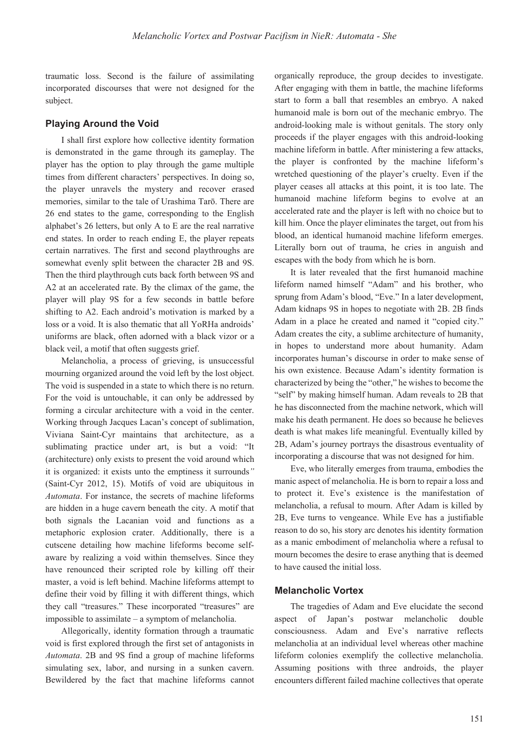traumatic loss. Second is the failure of assimilating incorporated discourses that were not designed for the subject.

## Playing Around the Void

I shall first explore how collective identity formation is demonstrated in the game through its gameplay. The player has the option to play through the game multiple times from different characters' perspectives. In doing so, the player unravels the mystery and recover erased memories, similar to the tale of Urashima Tarō. There are 26 end states to the game, corresponding to the English alphabet's 26 letters, but only A to E are the real narrative end states. In order to reach ending E, the player repeats certain narratives. The first and second playthroughs are somewhat evenly split between the character 2B and 9S. Then the third playthrough cuts back forth between 9S and A2 at an accelerated rate. By the climax of the game, the player will play 9S for a few seconds in battle before shifting to A2. Each android's motivation is marked by a loss or a void. It is also thematic that all YoRHa androids' uniforms are black, often adorned with a black vizor or a black veil, a motif that often suggests grief.

Melancholia, a process of grieving, is unsuccessful mourning organized around the void left by the lost object. The void is suspended in a state to which there is no return. For the void is untouchable, it can only be addressed by forming a circular architecture with a void in the center. Working through Jacques Lacan's concept of sublimation, Viviana Saint-Cyr maintains that architecture, as a sublimating practice under art, is but a void: "It (architecture) only exists to present the void around which it is organized: it exists unto the emptiness it surrounds*"* (Saint-Cyr 2012, 15). Motifs of void are ubiquitous in *Automata*. For instance, the secrets of machine lifeforms are hidden in a huge cavern beneath the city. A motif that both signals the Lacanian void and functions as a metaphoric explosion crater. Additionally, there is a cutscene detailing how machine lifeforms become self-aware by realizing a void within themselves. Since they have renounced their scripted role by killing off their master, a void is left behind. Machine lifeforms attempt to define their void by filling it with different things, which they call "treasures." These incorporated "treasures" are impossible to assimilate – a symptom of melancholia.

Allegorically, identity formation through a traumatic void is first explored through the first set of antagonists in *Automata*. 2B and 9S find a group of machine lifeforms simulating sex, labor, and nursing in a sunken cavern. Bewildered by the fact that machine lifeforms cannot organically reproduce, the group decides to investigate. After engaging with them in battle, the machine lifeforms start to form a ball that resembles an embryo. A naked humanoid male is born out of the mechanic embryo. The android-looking male is without genitals. The story only proceeds if the player engages with this android-looking machine lifeform in battle. After ministering a few attacks, the player is confronted by the machine lifeform's wretched questioning of the player's cruelty. Even if the player ceases all attacks at this point, it is too late. The humanoid machine lifeform begins to evolve at an accelerated rate and the player is left with no choice but to kill him. Once the player eliminates the target, out from his blood, an identical humanoid machine lifeform emerges. Literally born out of trauma, he cries in anguish and escapes with the body from which he is born.

It is later revealed that the first humanoid machine lifeform named himself "Adam" and his brother, who sprung from Adam's blood, "Eve." In a later development, Adam kidnaps 9S in hopes to negotiate with 2B. 2B finds Adam in a place he created and named it "copied city." Adam creates the city, a sublime architecture of humanity, in hopes to understand more about humanity. Adam incorporates human's discourse in order to make sense of his own existence. Because Adam's identity formation is characterized by being the "other," he wishes to become the "self" by making himself human. Adam reveals to 2B that he has disconnected from the machine network, which will make his death permanent. He does so because he believes death is what makes life meaningful. Eventually killed by 2B, Adam's journey portrays the disastrous eventuality of incorporating a discourse that was not designed for him.

Eve, who literally emerges from trauma, embodies the manic aspect of melancholia. He is born to repair a loss and to protect it. Eve's existence is the manifestation of melancholia, a refusal to mourn. After Adam is killed by 2B, Eve turns to vengeance. While Eve has a justifiable reason to do so, his story arc denotes his identity formation as a manic embodiment of melancholia where a refusal to mourn becomes the desire to erase anything that is deemed to have caused the initial loss.

## Melancholic Vortex

The tragedies of Adam and Eve elucidate the second aspect of Japan's postwar melancholic double consciousness. Adam and Eve's narrative reflects melancholia at an individual level whereas other machine lifeform colonies exemplify the collective melancholia. Assuming positions with three androids, the player encounters different failed machine collectives that operate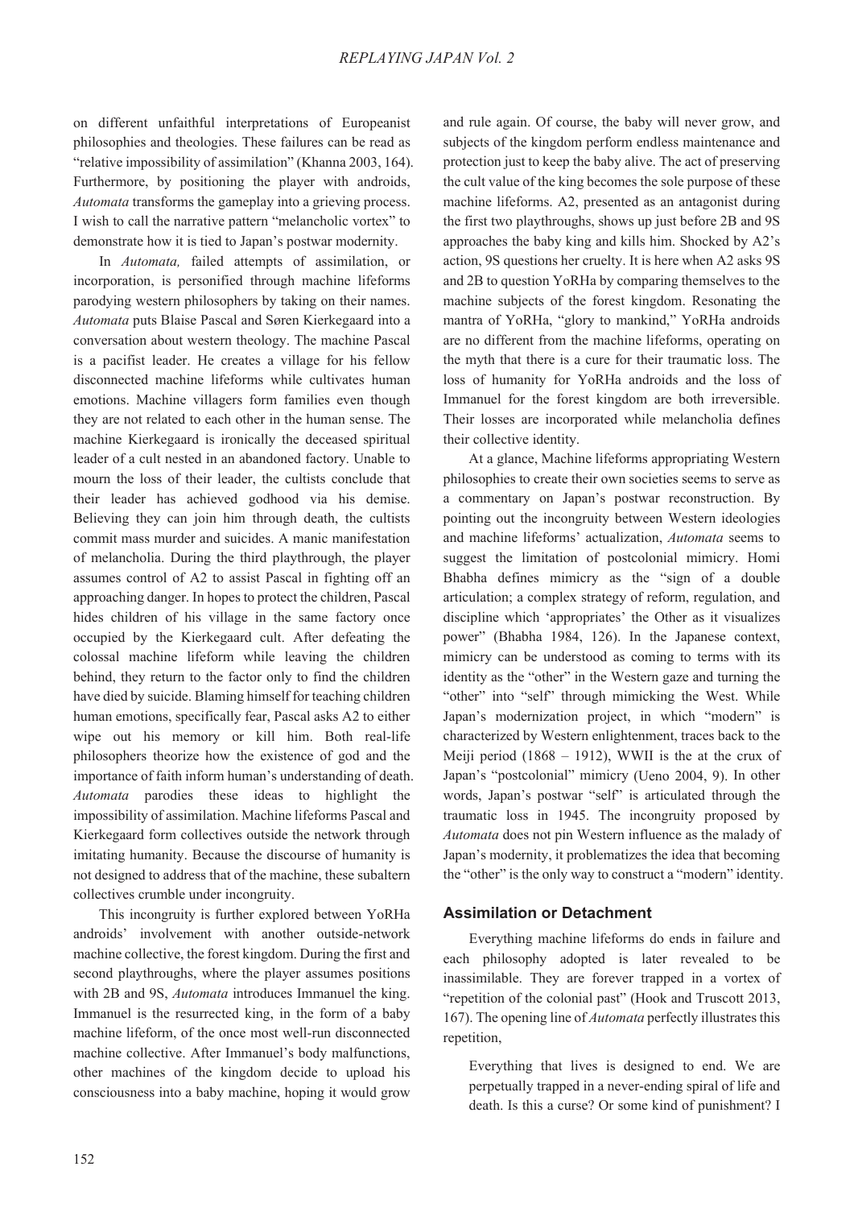on different unfaithful interpretations of Europeanist philosophies and theologies. These failures can be read as "relative impossibility of assimilation" (Khanna 2003, 164). Furthermore, by positioning the player with androids, *Automata* transforms the gameplay into a grieving process. I wish to call the narrative pattern "melancholic vortex" to demonstrate how it is tied to Japan's postwar modernity.

In *Automata,* failed attempts of assimilation, or incorporation, is personified through machine lifeforms parodying western philosophers by taking on their names. *Automata* puts Blaise Pascal and Søren Kierkegaard into a conversation about western theology. The machine Pascal is a pacifist leader. He creates a village for his fellow disconnected machine lifeforms while cultivates human emotions. Machine villagers form families even though they are not related to each other in the human sense. The machine Kierkegaard is ironically the deceased spiritual leader of a cult nested in an abandoned factory. Unable to mourn the loss of their leader, the cultists conclude that their leader has achieved godhood via his demise. Believing they can join him through death, the cultists commit mass murder and suicides. A manic manifestation of melancholia. During the third playthrough, the player assumes control of A2 to assist Pascal in fighting off an approaching danger. In hopes to protect the children, Pascal hides children of his village in the same factory once occupied by the Kierkegaard cult. After defeating the colossal machine lifeform while leaving the children behind, they return to the factor only to find the children have died by suicide. Blaming himself for teaching children human emotions, specifically fear, Pascal asks A2 to either wipe out his memory or kill him. Both real-life philosophers theorize how the existence of god and the importance of faith inform human's understanding of death. *Automata* parodies these ideas to highlight the impossibility of assimilation. Machine lifeforms Pascal and Kierkegaard form collectives outside the network through imitating humanity. Because the discourse of humanity is not designed to address that of the machine, these subaltern collectives crumble under incongruity.

This incongruity is further explored between YoRHa androids' involvement with another outside-network machine collective, the forest kingdom. During the first and second playthroughs, where the player assumes positions with 2B and 9S, *Automata* introduces Immanuel the king. Immanuel is the resurrected king, in the form of a baby machine lifeform, of the once most well-run disconnected machine collective. After Immanuel's body malfunctions, other machines of the kingdom decide to upload his consciousness into a baby machine, hoping it would grow and rule again. Of course, the baby will never grow, and subjects of the kingdom perform endless maintenance and protection just to keep the baby alive. The act of preserving the cult value of the king becomes the sole purpose of these machine lifeforms. A2, presented as an antagonist during the first two playthroughs, shows up just before 2B and 9S approaches the baby king and kills him. Shocked by A2's action, 9S questions her cruelty. It is here when A2 asks 9S and 2B to question YoRHa by comparing themselves to the machine subjects of the forest kingdom. Resonating the mantra of YoRHa, "glory to mankind," YoRHa androids are no different from the machine lifeforms, operating on the myth that there is a cure for their traumatic loss. The loss of humanity for YoRHa androids and the loss of Immanuel for the forest kingdom are both irreversible. Their losses are incorporated while melancholia defines their collective identity.

At a glance, Machine lifeforms appropriating Western philosophies to create their own societies seems to serve as a commentary on Japan's postwar reconstruction. By pointing out the incongruity between Western ideologies and machine lifeforms' actualization, *Automata* seems to suggest the limitation of postcolonial mimicry. Homi Bhabha defines mimicry as the "sign of a double articulation; a complex strategy of reform, regulation, and discipline which 'appropriates' the Other as it visualizes power" (Bhabha 1984, 126). In the Japanese context, mimicry can be understood as coming to terms with its identity as the "other" in the Western gaze and turning the "other" into "self" through mimicking the West. While Japan's modernization project, in which "modern" is characterized by Western enlightenment, traces back to the Meiji period (1868 – 1912), WWII is the at the crux of Japan's "postcolonial" mimicry (Ueno 2004, 9). In other words, Japan's postwar "self" is articulated through the traumatic loss in 1945. The incongruity proposed by *Automata* does not pin Western influence as the malady of Japan's modernity, it problematizes the idea that becoming the "other" is the only way to construct a "modern" identity.

## Assimilation or Detachment

Everything machine lifeforms do ends in failure and each philosophy adopted is later revealed to be inassimilable. They are forever trapped in a vortex of "repetition of the colonial past" (Hook and Truscott 2013, 167). The opening line of *Automata* perfectly illustrates this repetition,

> Everything that lives is designed to end. We are perpetually trapped in a never-ending spiral of life and death. Is this a curse? Or some kind of punishment? I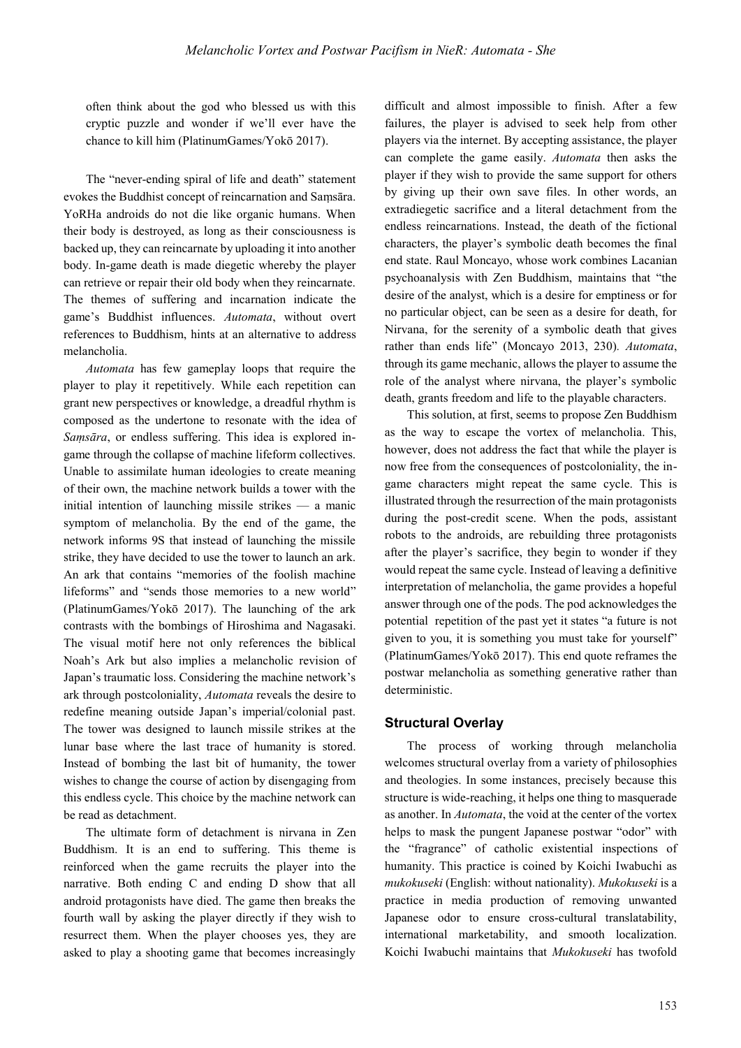often think about the god who blessed us with this cryptic puzzle and wonder if we'll ever have the chance to kill him (PlatinumGames/Yokō 2017).

The "never-ending spiral of life and death" statement evokes the Buddhist concept of reincarnation and Saṃsāra. YoRHa androids do not die like organic humans. When their body is destroyed, as long as their consciousness is backed up, they can reincarnate by uploading it into another body. In-game death is made diegetic whereby the player can retrieve or repair their old body when they reincarnate. The themes of suffering and incarnation indicate the game's Buddhist influences. *Automata*, without overt references to Buddhism, hints at an alternative to address melancholia.

*Automata* has few gameplay loops that require the player to play it repetitively. While each repetition can grant new perspectives or knowledge, a dreadful rhythm is composed as the undertone to resonate with the idea of *Saṃsāra*, or endless suffering. This idea is explored in-game through the collapse of machine lifeform collectives. Unable to assimilate human ideologies to create meaning of their own, the machine network builds a tower with the initial intention of launching missile strikes — a manic symptom of melancholia. By the end of the game, the network informs 9S that instead of launching the missile strike, they have decided to use the tower to launch an ark. An ark that contains "memories of the foolish machine lifeforms" and "sends those memories to a new world" (PlatinumGames/Yokō 2017). The launching of the ark contrasts with the bombings of Hiroshima and Nagasaki. The visual motif here not only references the biblical Noah's Ark but also implies a melancholic revision of Japan's traumatic loss. Considering the machine network's ark through postcoloniality, *Automata* reveals the desire to redefine meaning outside Japan's imperial/colonial past. The tower was designed to launch missile strikes at the lunar base where the last trace of humanity is stored. Instead of bombing the last bit of humanity, the tower wishes to change the course of action by disengaging from this endless cycle. This choice by the machine network can be read as detachment.

The ultimate form of detachment is nirvana in Zen Buddhism. It is an end to suffering. This theme is reinforced when the game recruits the player into the narrative. Both ending C and ending D show that all android protagonists have died. The game then breaks the fourth wall by asking the player directly if they wish to resurrect them. When the player chooses yes, they are asked to play a shooting game that becomes increasingly difficult and almost impossible to finish. After a few failures, the player is advised to seek help from other players via the internet. By accepting assistance, the player can complete the game easily. *Automata* then asks the player if they wish to provide the same support for others by giving up their own save files. In other words, an extradiegetic sacrifice and a literal detachment from the endless reincarnations. Instead, the death of the fictional characters, the player's symbolic death becomes the final end state. Raul Moncayo, whose work combines Lacanian psychoanalysis with Zen Buddhism, maintains that "the desire of the analyst, which is a desire for emptiness or for no particular object, can be seen as a desire for death, for Nirvana, for the serenity of a symbolic death that gives rather than ends life" (Moncayo 2013, 230). *Automata*, through its game mechanic, allows the player to assume the role of the analyst where nirvana, the player's symbolic death, grants freedom and life to the playable characters.

This solution, at first, seems to propose Zen Buddhism as the way to escape the vortex of melancholia. This, however, does not address the fact that while the player is now free from the consequences of postcoloniality, the in-game characters might repeat the same cycle. This is illustrated through the resurrection of the main protagonists during the post-credit scene. When the pods, assistant robots to the androids, are rebuilding three protagonists after the player's sacrifice, they begin to wonder if they would repeat the same cycle. Instead of leaving a definitive interpretation of melancholia, the game provides a hopeful answer through one of the pods. The pod acknowledges the potential repetition of the past yet it states "a future is not given to you, it is something you must take for yourself" (PlatinumGames/Yokō 2017). This end quote reframes the postwar melancholia as something generative rather than deterministic.

## Structural Overlay

The process of working through melancholia welcomes structural overlay from a variety of philosophies and theologies. In some instances, precisely because this structure is wide-reaching, it helps one thing to masquerade as another. In *Automata*, the void at the center of the vortex helps to mask the pungent Japanese postwar "odor" with the "fragrance" of catholic existential inspections of humanity. This practice is coined by Koichi Iwabuchi as *mukokuseki* (English: without nationality). *Mukokuseki* is a practice in media production of removing unwanted Japanese odor to ensure cross-cultural translatability, international marketability, and smooth localization. Koichi Iwabuchi maintains that *Mukokuseki* has twofold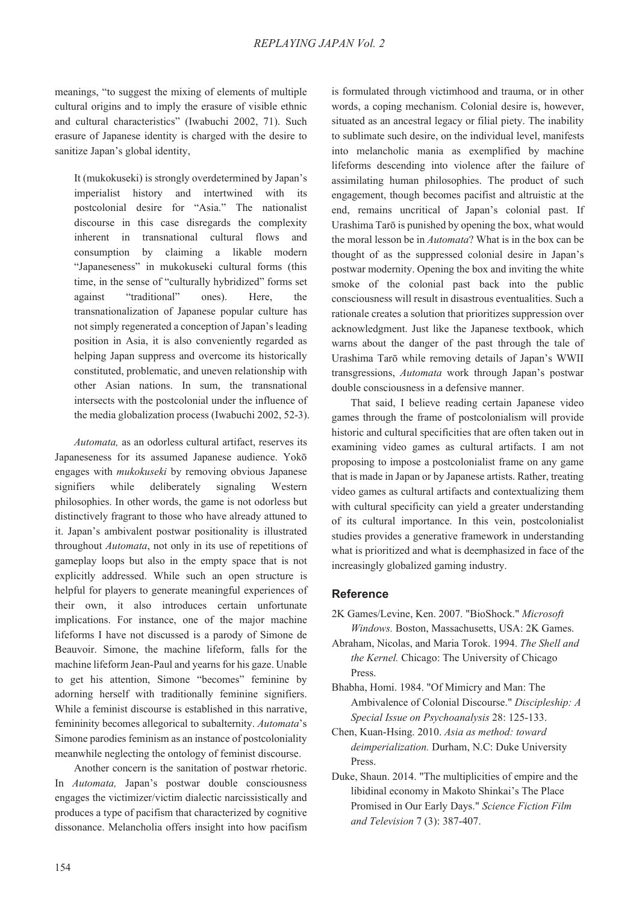meanings, "to suggest the mixing of elements of multiple cultural origins and to imply the erasure of visible ethnic and cultural characteristics" (Iwabuchi 2002, 71). Such erasure of Japanese identity is charged with the desire to sanitize Japan's global identity,

> It (mukokuseki) is strongly overdetermined by Japan's imperialist history and intertwined with its postcolonial desire for "Asia." The nationalist discourse in this case disregards the complexity inherent in transnational cultural flows and consumption by claiming a likable modern "Japaneseness" in mukokuseki cultural forms (this time, in the sense of "culturally hybridized" forms set against "traditional" ones). Here, the transnationalization of Japanese popular culture has not simply regenerated a conception of Japan's leading position in Asia, it is also conveniently regarded as helping Japan suppress and overcome its historically constituted, problematic, and uneven relationship with other Asian nations. In sum, the transnational intersects with the postcolonial under the influence of the media globalization process (Iwabuchi 2002, 52-3).

*Automata,* as an odorless cultural artifact, reserves its Japaneseness for its assumed Japanese audience. Yokō engages with *mukokuseki* by removing obvious Japanese signifiers while deliberately signaling Western philosophies. In other words, the game is not odorless but distinctively fragrant to those who have already attuned to it. Japan's ambivalent postwar positionality is illustrated throughout *Automata*, not only in its use of repetitions of gameplay loops but also in the empty space that is not explicitly addressed. While such an open structure is helpful for players to generate meaningful experiences of their own, it also introduces certain unfortunate implications. For instance, one of the major machine lifeforms I have not discussed is a parody of Simone de Beauvoir. Simone, the machine lifeform, falls for the machine lifeform Jean-Paul and yearns for his gaze. Unable to get his attention, Simone "becomes" feminine by adorning herself with traditionally feminine signifiers. While a feminist discourse is established in this narrative, femininity becomes allegorical to subalternity. *Automata*'s Simone parodies feminism as an instance of postcoloniality meanwhile neglecting the ontology of feminist discourse.

Another concern is the sanitation of postwar rhetoric. In *Automata,* Japan's postwar double consciousness engages the victimizer/victim dialectic narcissistically and produces a type of pacifism that characterized by cognitive dissonance. Melancholia offers insight into how pacifism is formulated through victimhood and trauma, or in other words, a coping mechanism. Colonial desire is, however, situated as an ancestral legacy or filial piety. The inability to sublimate such desire, on the individual level, manifests into melancholic mania as exemplified by machine lifeforms descending into violence after the failure of assimilating human philosophies. The product of such engagement, though becomes pacifist and altruistic at the end, remains uncritical of Japan's colonial past. If Urashima Tarō is punished by opening the box, what would the moral lesson be in *Automata*? What is in the box can be thought of as the suppressed colonial desire in Japan's postwar modernity. Opening the box and inviting the white smoke of the colonial past back into the public consciousness will result in disastrous eventualities. Such a rationale creates a solution that prioritizes suppression over acknowledgment. Just like the Japanese textbook, which warns about the danger of the past through the tale of Urashima Tarō while removing details of Japan's WWII transgressions, *Automata* work through Japan's postwar double consciousness in a defensive manner.

That said, I believe reading certain Japanese video games through the frame of postcolonialism will provide historic and cultural specificities that are often taken out in examining video games as cultural artifacts. I am not proposing to impose a postcolonialist frame on any game that is made in Japan or by Japanese artists. Rather, treating video games as cultural artifacts and contextualizing them with cultural specificity can yield a greater understanding of its cultural importance. In this vein, postcolonialist studies provides a generative framework in understanding what is prioritized and what is deemphasized in face of the increasingly globalized gaming industry.

## Reference

2K Games/Levine, Ken. 2007. "BioShock." *Microsoft Windows.* Boston, Massachusetts, USA: 2K Games.

Abraham, Nicolas, and Maria Torok. 1994. *The Shell and the Kernel.* Chicago: The University of Chicago Press.

Bhabha, Homi. 1984. "Of Mimicry and Man: The Ambivalence of Colonial Discourse." *Discipleship: A Special Issue on Psychoanalysis* 28: 125-133.

Chen, Kuan-Hsing. 2010. *Asia as method: toward deimperialization.* Durham, N.C: Duke University Press.

Duke, Shaun. 2014. "The multiplicities of empire and the libidinal economy in Makoto Shinkai's The Place Promised in Our Early Days." *Science Fiction Film and Television* 7 (3): 387-407.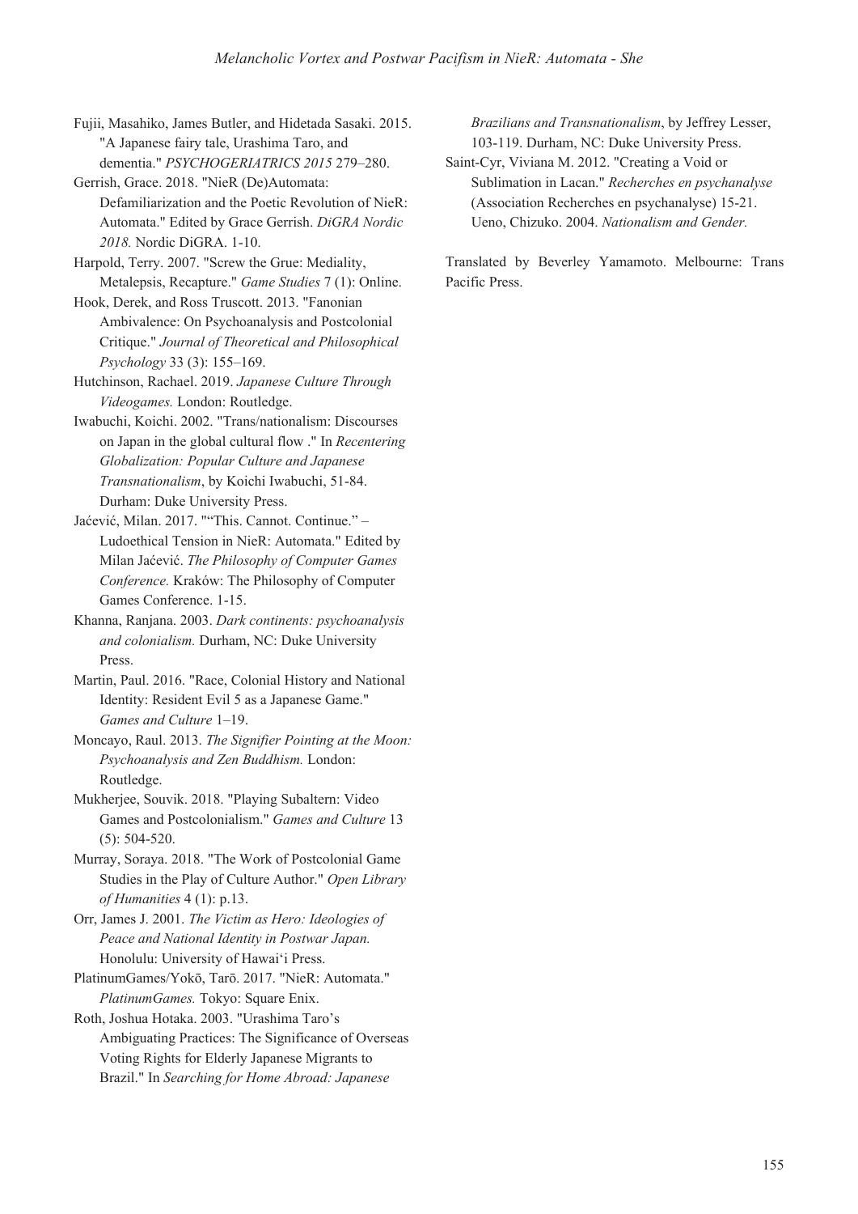Fujii, Masahiko, James Butler, and Hidetada Sasaki. 2015. "A Japanese fairy tale, Urashima Taro, and dementia." *PSYCHOGERIATRICS 2015* 279–280.

Gerrish, Grace. 2018. "NieR (De)Automata: Defamiliarization and the Poetic Revolution of NieR: Automata." Edited by Grace Gerrish. *DiGRA Nordic 2018.* Nordic DiGRA. 1-10.

Harpold, Terry. 2007. "Screw the Grue: Mediality, Metalepsis, Recapture." *Game Studies* 7 (1): Online.

Hook, Derek, and Ross Truscott. 2013. "Fanonian Ambivalence: On Psychoanalysis and Postcolonial Critique." *Journal of Theoretical and Philosophical Psychology* 33 (3): 155–169.

Hutchinson, Rachael. 2019. *Japanese Culture Through Videogames.* London: Routledge.

Iwabuchi, Koichi. 2002. "Trans/nationalism: Discourses on Japan in the global cultural flow ." In *Recentering Globalization: Popular Culture and Japanese Transnationalism*, by Koichi Iwabuchi, 51-84. Durham: Duke University Press.

Jaćević, Milan. 2017. "“This. Cannot. Continue.” – Ludoethical Tension in NieR: Automata." Edited by Milan Jaćević. *The Philosophy of Computer Games Conference.* Kraków: The Philosophy of Computer Games Conference. 1-15.

Khanna, Ranjana. 2003. *Dark continents: psychoanalysis and colonialism.* Durham, NC: Duke University Press.

Martin, Paul. 2016. "Race, Colonial History and National Identity: Resident Evil 5 as a Japanese Game." *Games and Culture* 1–19.

Moncayo, Raul. 2013. *The Signifier Pointing at the Moon: Psychoanalysis and Zen Buddhism.* London: Routledge.

Mukherjee, Souvik. 2018. "Playing Subaltern: Video Games and Postcolonialism." *Games and Culture* 13 (5): 504-520.

Murray, Soraya. 2018. "The Work of Postcolonial Game Studies in the Play of Culture Author." *Open Library of Humanities* 4 (1): p.13.

Orr, James J. 2001. *The Victim as Hero: Ideologies of Peace and National Identity in Postwar Japan.* Honolulu: University of Hawai'i Press.

PlatinumGames/Yokō, Tarō. 2017. "NieR: Automata." *PlatinumGames.* Tokyo: Square Enix.

Roth, Joshua Hotaka. 2003. "Urashima Taro's Ambiguating Practices: The Significance of Overseas Voting Rights for Elderly Japanese Migrants to Brazil." In *Searching for Home Abroad: Japanese Brazilians and Transnationalism*, by Jeffrey Lesser, 103-119. Durham, NC: Duke University Press.

Saint-Cyr, Viviana M. 2012. "Creating a Void or Sublimation in Lacan." *Recherches en psychanalyse* (Association Recherches en psychanalyse) 15-21.

Ueno, Chizuko. 2004. *Nationalism and Gender.* Translated by Beverley Yamamoto. Melbourne: Trans Pacific Press.